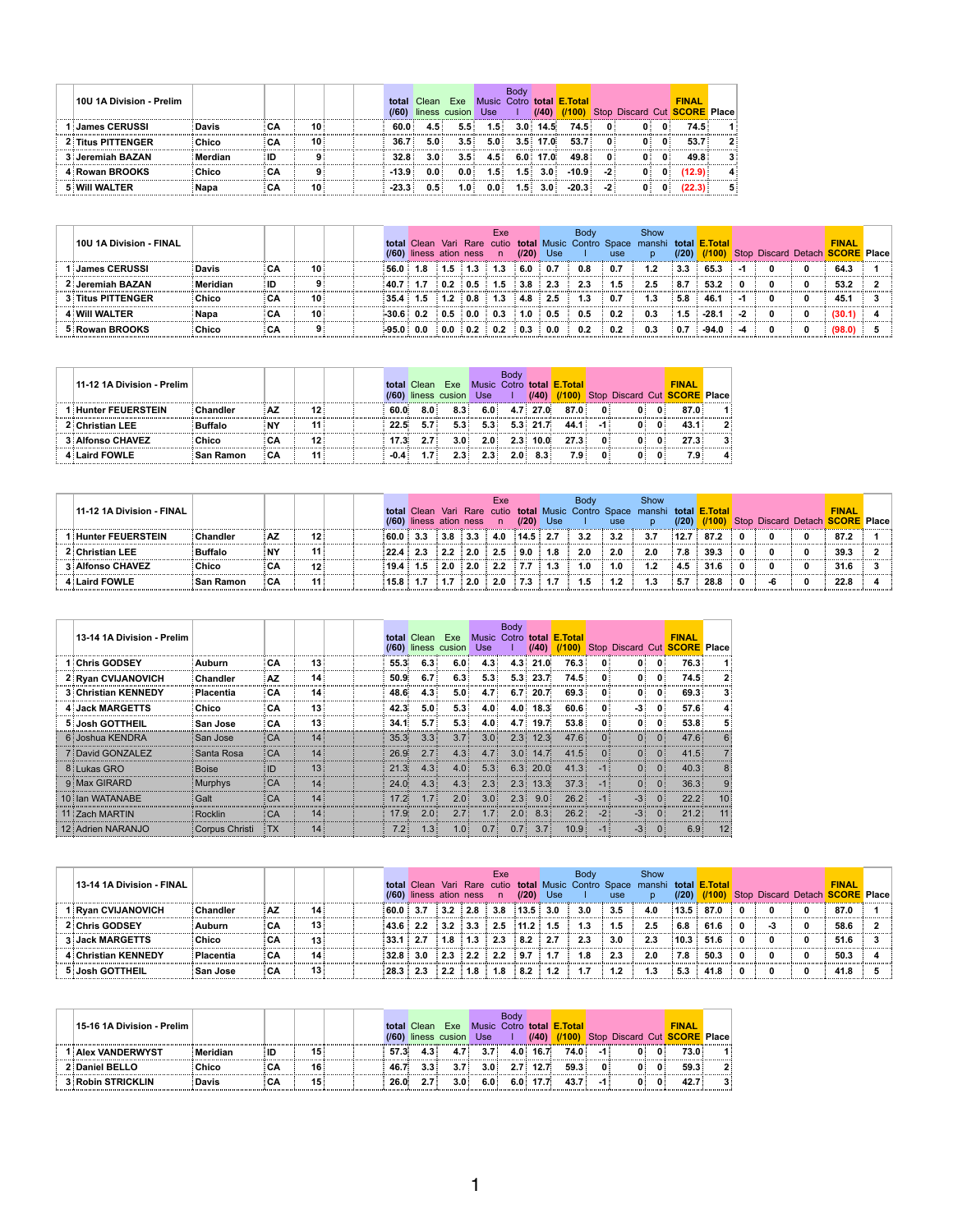| | 10U 1A Division - Prelim | | | | | total (/60) | Clean liness | Exe cusion | Music Use | Body Cotrol | total (/40) | E.Total (/100) | Stop | Discard | Cut | FINAL SCORE | Place |
|---|---|---|---|---|---|---|---|---|---|---|---|---|---|---|---|---|---|
| 1 | James CERUSSI | Davis | CA | 10 | | 60.0 | 4.5 | 5.5 | 1.5 | 3.0 | 14.5 | 74.5 | 0 | 0 | 0 | 74.5 | 1 |
| 2 | Titus PITTENGER | Chico | CA | 10 | | 36.7 | 5.0 | 3.5 | 5.0 | 3.5 | 17.0 | 53.7 | 0 | 0 | 0 | 53.7 | 2 |
| 3 | Jeremiah BAZAN | Merdian | ID | 9 | | 32.8 | 3.0 | 3.5 | 4.5 | 6.0 | 17.0 | 49.8 | 0 | 0 | 0 | 49.8 | 3 |
| 4 | Rowan BROOKS | Chico | CA | 9 | | -13.9 | 0.0 | 0.0 | 1.5 | 1.5 | 3.0 | -10.9 | -2 | 0 | 0 | (12.9) | 4 |
| 5 | Will WALTER | Napa | CA | 10 | | -23.3 | 0.5 | 1.0 | 0.0 | 1.5 | 3.0 | -20.3 | -2 | 0 | 0 | (22.3) | 5 |

| | 10U 1A Division - FINAL | | | | | total (/60) | Clean liness | Vari ation | Rare ness | Exe cutio n | total (/20) | Music Use | Body Control | Space use | Show manship | total (/20) | E.Total (/100) | Stop | Discard | Detach | FINAL SCORE | Place |
|---|---|---|---|---|---|---|---|---|---|---|---|---|---|---|---|---|---|---|---|---|---|---|
| 1 | James CERUSSI | Davis | CA | 10 | | 56.0 | 1.8 | 1.5 | 1.3 | 1.3 | 6.0 | 0.7 | 0.8 | 0.7 | 1.2 | 3.3 | 65.3 | -1 | 0 | 0 | 64.3 | 1 |
| 2 | Jeremiah BAZAN | Meridian | ID | 9 | | 40.7 | 1.7 | 0.2 | 0.5 | 1.5 | 3.8 | 2.3 | 2.3 | 1.5 | 2.5 | 8.7 | 53.2 | 0 | 0 | 0 | 53.2 | 2 |
| 3 | Titus PITTENGER | Chico | CA | 10 | | 35.4 | 1.5 | 1.2 | 0.8 | 1.3 | 4.8 | 2.5 | 1.3 | 0.7 | 1.3 | 5.8 | 46.1 | -1 | 0 | 0 | 45.1 | 3 |
| 4 | Will WALTER | Napa | CA | 10 | | -30.6 | 0.2 | 0.5 | 0.0 | 0.3 | 1.0 | 0.5 | 0.5 | 0.2 | 0.3 | 1.5 | -28.1 | -2 | 0 | 0 | (30.1) | 4 |
| 5 | Rowan BROOKS | Chico | CA | 9 | | -95.0 | 0.0 | 0.0 | 0.2 | 0.2 | 0.3 | 0.0 | 0.2 | 0.2 | 0.3 | 0.7 | -94.0 | -4 | 0 | 0 | (98.0) | 5 |

| | 11-12 1A Division - Prelim | | | | | total (/60) | Clean liness | Exe cusion | Music Use | Body Cotrol | total (/40) | E.Total (/100) | Stop | Discard | Cut | FINAL SCORE | Place |
|---|---|---|---|---|---|---|---|---|---|---|---|---|---|---|---|---|---|
| 1 | Hunter FEUERSTEIN | Chandler | AZ | 12 | | 60.0 | 8.0 | 8.3 | 6.0 | 4.7 | 27.0 | 87.0 | 0 | 0 | 0 | 87.0 | 1 |
| 2 | Christian LEE | Buffalo | NY | 11 | | 22.5 | 5.7 | 5.3 | 5.3 | 5.3 | 21.7 | 44.1 | -1 | 0 | 0 | 43.1 | 2 |
| 3 | Alfonso CHAVEZ | Chico | CA | 12 | | 17.3 | 2.7 | 3.0 | 2.0 | 2.3 | 10.0 | 27.3 | 0 | 0 | 0 | 27.3 | 3 |
| 4 | Laird FOWLE | San Ramon | CA | 11 | | -0.4 | 1.7 | 2.3 | 2.3 | 2.0 | 8.3 | 7.9 | 0 | 0 | 0 | 7.9 | 4 |

| | 11-12 1A Division - FINAL | | | | | total (/60) | Clean liness | Vari ation | Rare ness | Exe cutio n | total (/20) | Music Use | Body Control | Space use | Show manship | total (/20) | E.Total (/100) | Stop | Discard | Detach | FINAL SCORE | Place |
|---|---|---|---|---|---|---|---|---|---|---|---|---|---|---|---|---|---|---|---|---|---|---|
| 1 | Hunter FEUERSTEIN | Chandler | AZ | 12 | | 60.0 | 3.3 | 3.8 | 3.3 | 4.0 | 14.5 | 2.7 | 3.2 | 3.2 | 3.7 | 12.7 | 87.2 | 0 | 0 | 0 | 87.2 | 1 |
| 2 | Christian LEE | Buffalo | NY | 11 | | 22.4 | 2.3 | 2.2 | 2.0 | 2.5 | 9.0 | 1.8 | 2.0 | 2.0 | 2.0 | 7.8 | 39.3 | 0 | 0 | 0 | 39.3 | 2 |
| 3 | Alfonso CHAVEZ | Chico | CA | 12 | | 19.4 | 1.5 | 2.0 | 2.0 | 2.2 | 7.7 | 1.3 | 1.0 | 1.0 | 1.2 | 4.5 | 31.6 | 0 | 0 | 0 | 31.6 | 3 |
| 4 | Laird FOWLE | San Ramon | CA | 11 | | 15.8 | 1.7 | 1.7 | 2.0 | 2.0 | 7.3 | 1.7 | 1.5 | 1.2 | 1.3 | 5.7 | 28.8 | 0 | -6 | 0 | 22.8 | 4 |

| | 13-14 1A Division - Prelim | | | | | total (/60) | Clean liness | Exe cusion | Music Use | Body Cotrol | total (/40) | E.Total (/100) | Stop | Discard | Cut | FINAL SCORE | Place |
|---|---|---|---|---|---|---|---|---|---|---|---|---|---|---|---|---|---|
| 1 | Chris GODSEY | Auburn | CA | 13 | | 55.3 | 6.3 | 6.0 | 4.3 | 4.3 | 21.0 | 76.3 | 0 | 0 | 0 | 76.3 | 1 |
| 2 | Ryan CVIJANOVICH | Chandler | AZ | 14 | | 50.9 | 6.7 | 6.3 | 5.3 | 5.3 | 23.7 | 74.5 | 0 | 0 | 0 | 74.5 | 2 |
| 3 | Christian KENNEDY | Placentia | CA | 14 | | 48.6 | 4.3 | 5.0 | 4.7 | 6.7 | 20.7 | 69.3 | 0 | 0 | 0 | 69.3 | 3 |
| 4 | Jack MARGETTS | Chico | CA | 13 | | 42.3 | 5.0 | 5.3 | 4.0 | 4.0 | 18.3 | 60.6 | 0 | -3 | 0 | 57.6 | 4 |
| 5 | Josh GOTTHEIL | San Jose | CA | 13 | | 34.1 | 5.7 | 5.3 | 4.0 | 4.7 | 19.7 | 53.8 | 0 | 0 | 0 | 53.8 | 5 |
| 6 | Joshua KENDRA | San Jose | CA | 14 | | 35.3 | 3.3 | 3.7 | 3.0 | 2.3 | 12.3 | 47.6 | 0 | 0 | 0 | 47.6 | 6 |
| 7 | David GONZALEZ | Santa Rosa | CA | 14 | | 26.9 | 2.7 | 4.3 | 4.7 | 3.0 | 14.7 | 41.5 | 0 | 0 | 0 | 41.5 | 7 |
| 8 | Lukas GRO | Boise | ID | 13 | | 21.3 | 4.3 | 4.0 | 5.3 | 6.3 | 20.0 | 41.3 | -1 | 0 | 0 | 40.3 | 8 |
| 9 | Max GIRARD | Murphys | CA | 14 | | 24.0 | 4.3 | 4.3 | 2.3 | 2.3 | 13.3 | 37.3 | -1 | 0 | 0 | 36.3 | 9 |
| 10 | Ian WATANABE | Galt | CA | 14 | | 17.2 | 1.7 | 2.0 | 3.0 | 2.3 | 9.0 | 26.2 | -1 | -3 | 0 | 22.2 | 10 |
| 11 | Zach MARTIN | Rocklin | CA | 14 | | 17.9 | 2.0 | 2.7 | 1.7 | 2.0 | 8.3 | 26.2 | -2 | -3 | 0 | 21.2 | 11 |
| 12 | Adrien NARANJO | Corpus Christi | TX | 14 | | 7.2 | 1.3 | 1.0 | 0.7 | 0.7 | 3.7 | 10.9 | -1 | -3 | 0 | 6.9 | 12 |

| | 13-14 1A Division - FINAL | | | | | total (/60) | Clean liness | Vari ation | Rare ness | Exe cutio n | total (/20) | Music Use | Body Control | Space use | Show manship | total (/20) | E.Total (/100) | Stop | Discard | Detach | FINAL SCORE | Place |
|---|---|---|---|---|---|---|---|---|---|---|---|---|---|---|---|---|---|---|---|---|---|---|
| 1 | Ryan CVIJANOVICH | Chandler | AZ | 14 | | 60.0 | 3.7 | 3.2 | 2.8 | 3.8 | 13.5 | 3.0 | 3.0 | 3.5 | 4.0 | 13.5 | 87.0 | 0 | 0 | 0 | 87.0 | 1 |
| 2 | Chris GODSEY | Auburn | CA | 13 | | 43.6 | 2.2 | 3.2 | 3.3 | 2.5 | 11.2 | 1.5 | 1.3 | 1.5 | 2.5 | 6.8 | 61.6 | 0 | -3 | 0 | 58.6 | 2 |
| 3 | Jack MARGETTS | Chico | CA | 13 | | 33.1 | 2.7 | 1.8 | 1.3 | 2.3 | 8.2 | 2.7 | 2.3 | 3.0 | 2.3 | 10.3 | 51.6 | 0 | 0 | 0 | 51.6 | 3 |
| 4 | Christian KENNEDY | Placentia | CA | 14 | | 32.8 | 3.0 | 2.3 | 2.2 | 2.2 | 9.7 | 1.7 | 1.8 | 2.3 | 2.0 | 7.8 | 50.3 | 0 | 0 | 0 | 50.3 | 4 |
| 5 | Josh GOTTHEIL | San Jose | CA | 13 | | 28.3 | 2.3 | 2.2 | 1.8 | 1.8 | 8.2 | 1.2 | 1.7 | 1.2 | 1.3 | 5.3 | 41.8 | 0 | 0 | 0 | 41.8 | 5 |

| | 15-16 1A Division - Prelim | | | | | total (/60) | Clean liness | Exe cusion | Music Use | Body Cotrol | total (/40) | E.Total (/100) | Stop | Discard | Cut | FINAL SCORE | Place |
|---|---|---|---|---|---|---|---|---|---|---|---|---|---|---|---|---|---|
| 1 | Alex VANDERWYST | Meridian | ID | 15 | | 57.3 | 4.3 | 4.7 | 3.7 | 4.0 | 16.7 | 74.0 | -1 | 0 | 0 | 73.0 | 1 |
| 2 | Daniel BELLO | Chico | CA | 16 | | 46.7 | 3.3 | 3.7 | 3.0 | 2.7 | 12.7 | 59.3 | 0 | 0 | 0 | 59.3 | 2 |
| 3 | Robin STRICKLIN | Davis | CA | 15 | | 26.0 | 2.7 | 3.0 | 6.0 | 6.0 | 17.7 | 43.7 | -1 | 0 | 0 | 42.7 | 3 |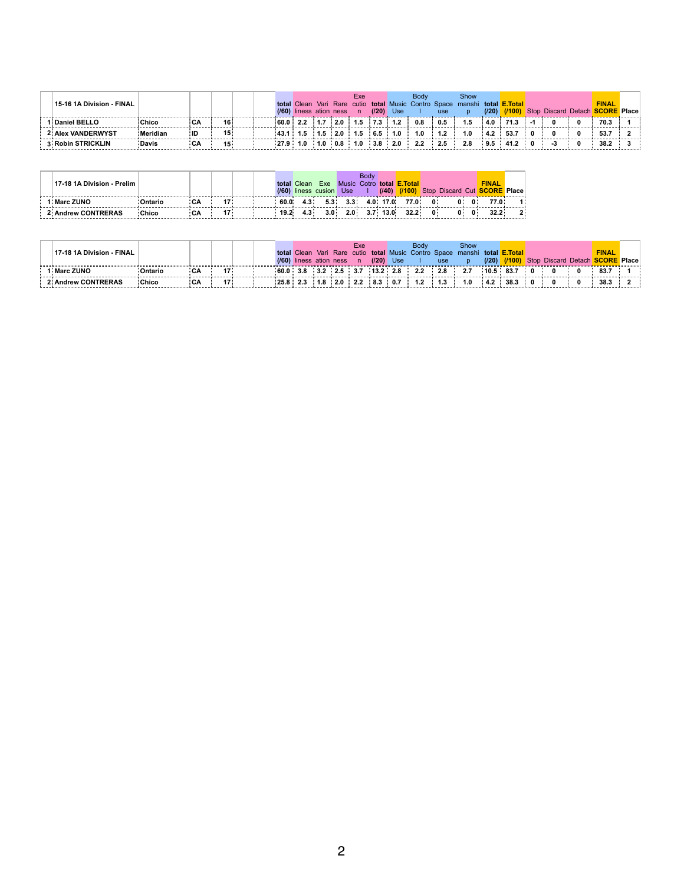| | 15-16 1A Division - FINAL | | | | | | total (/60) | Clean liness | Vari ation | Rare ness | Exe cutio n | total (/20) | Music Use | Body Control | Space use | Show manship | total (/20) | E.Total (/100) | Stop | Discard | Detach | FINAL SCORE | Place |
|---|---|---|---|---|---|---|---|---|---|---|---|---|---|---|---|---|---|---|---|---|---|---|---|
| 1 | Daniel BELLO | Chico | CA | 16 | | | 60.0 | 2.2 | 1.7 | 2.0 | 1.5 | 7.3 | 1.2 | 0.8 | 0.5 | 1.5 | 4.0 | 71.3 | -1 | 0 | 0 | 70.3 | 1 |
| 2 | Alex VANDERWYST | Meridian | ID | 15 | | | 43.1 | 1.5 | 1.5 | 2.0 | 1.5 | 6.5 | 1.0 | 1.0 | 1.2 | 1.0 | 4.2 | 53.7 | 0 | 0 | 0 | 53.7 | 2 |
| 3 | Robin STRICKLIN | Davis | CA | 15 | | | 27.9 | 1.0 | 1.0 | 0.8 | 1.0 | 3.8 | 2.0 | 2.2 | 2.5 | 2.8 | 9.5 | 41.2 | 0 | -3 | 0 | 38.2 | 3 |

| | 17-18 1A Division - Prelim | | | | | | total (/60) | Clean liness | Exe cusion | Music Use | Body Cotrol | total (/40) | E.Total (/100) | Stop | Discard | Cut | FINAL SCORE | Place |
|---|---|---|---|---|---|---|---|---|---|---|---|---|---|---|---|---|---|---|
| 1 | Marc ZUNO | Ontario | CA | 17 | | | 60.0 | 4.3 | 5.3 | 3.3 | 4.0 | 17.0 | 77.0 | 0 | 0 | 0 | 77.0 | 1 |
| 2 | Andrew CONTRERAS | Chico | CA | 17 | | | 19.2 | 4.3 | 3.0 | 2.0 | 3.7 | 13.0 | 32.2 | 0 | 0 | 0 | 32.2 | 2 |

| | 17-18 1A Division - FINAL | | | | | | total (/60) | Clean liness | Vari ation | Rare ness | Exe cutio n | total (/20) | Music Use | Body Control | Space use | Show manship | total (/20) | E.Total (/100) | Stop | Discard | Detach | FINAL SCORE | Place |
|---|---|---|---|---|---|---|---|---|---|---|---|---|---|---|---|---|---|---|---|---|---|---|---|
| 1 | Marc ZUNO | Ontario | CA | 17 | | | 60.0 | 3.8 | 3.2 | 2.5 | 3.7 | 13.2 | 2.8 | 2.2 | 2.8 | 2.7 | 10.5 | 83.7 | 0 | 0 | 0 | 83.7 | 1 |
| 2 | Andrew CONTRERAS | Chico | CA | 17 | | | 25.8 | 2.3 | 1.8 | 2.0 | 2.2 | 8.3 | 0.7 | 1.2 | 1.3 | 1.0 | 4.2 | 38.3 | 0 | 0 | 0 | 38.3 | 2 |